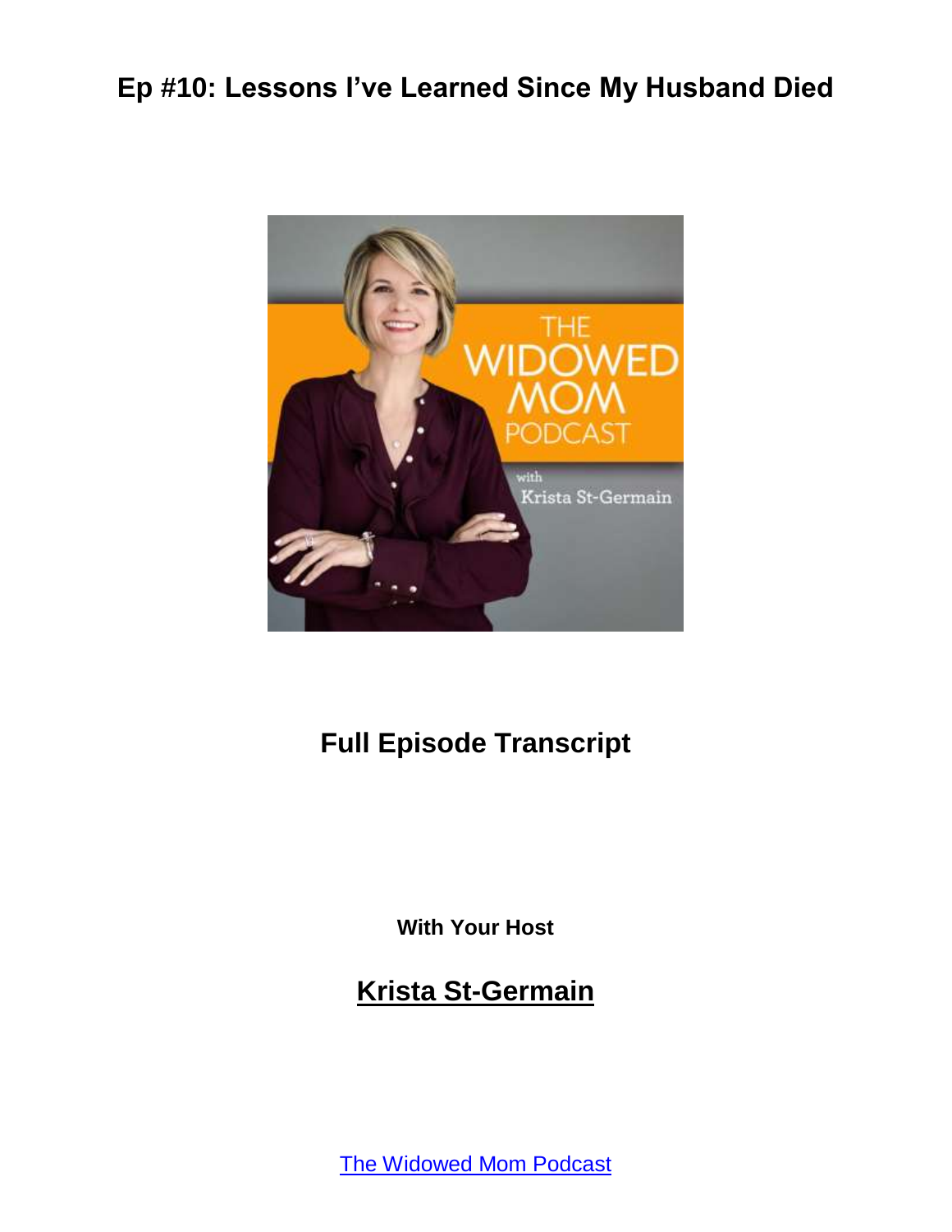# Ep #10: Lessons I've Learned Since My Husband Died

## Full Episode Transcript

**With Your Host**

## Krista St-Germain

The Widowed Mom Podcast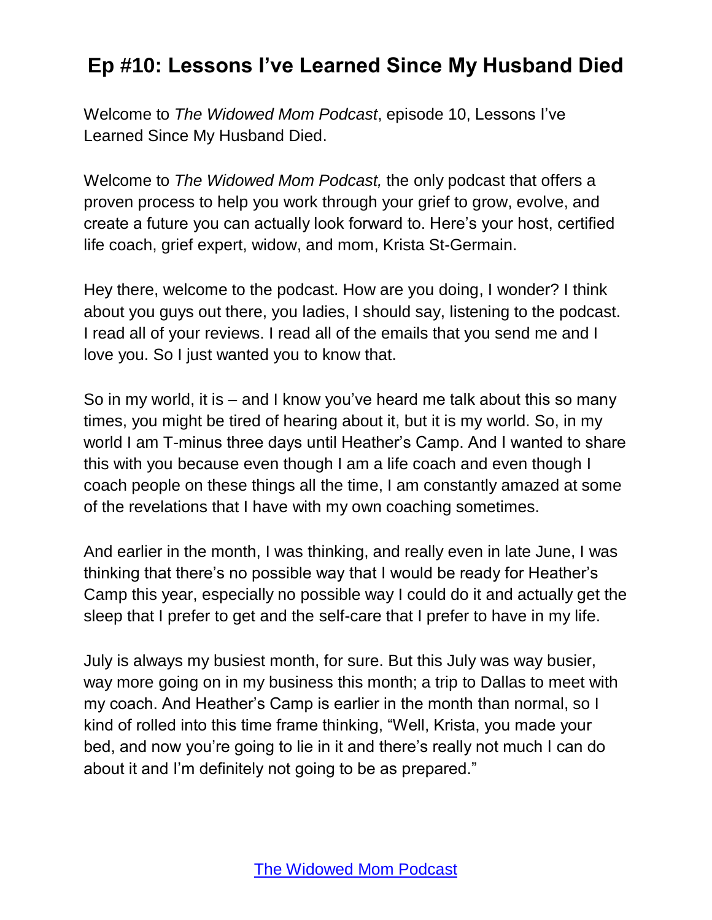# Ep #10: Lessons I've Learned Since My Husband Died

Welcome to *The Widowed Mom Podcast*, episode 10, Lessons I've Learned Since My Husband Died.

Welcome to *The Widowed Mom Podcast,* the only podcast that offers a proven process to help you work through your grief to grow, evolve, and create a future you can actually look forward to. Here's your host, certified life coach, grief expert, widow, and mom, Krista St-Germain.

Hey there, welcome to the podcast. How are you doing, I wonder? I think about you guys out there, you ladies, I should say, listening to the podcast. I read all of your reviews. I read all of the emails that you send me and I love you. So I just wanted you to know that.

So in my world, it is – and I know you've heard me talk about this so many times, you might be tired of hearing about it, but it is my world. So, in my world I am T-minus three days until Heather's Camp. And I wanted to share this with you because even though I am a life coach and even though I coach people on these things all the time, I am constantly amazed at some of the revelations that I have with my own coaching sometimes.

And earlier in the month, I was thinking, and really even in late June, I was thinking that there's no possible way that I would be ready for Heather's Camp this year, especially no possible way I could do it and actually get the sleep that I prefer to get and the self-care that I prefer to have in my life.

July is always my busiest month, for sure. But this July was way busier, way more going on in my business this month; a trip to Dallas to meet with my coach. And Heather's Camp is earlier in the month than normal, so I kind of rolled into this time frame thinking, "Well, Krista, you made your bed, and now you're going to lie in it and there's really not much I can do about it and I'm definitely not going to be as prepared."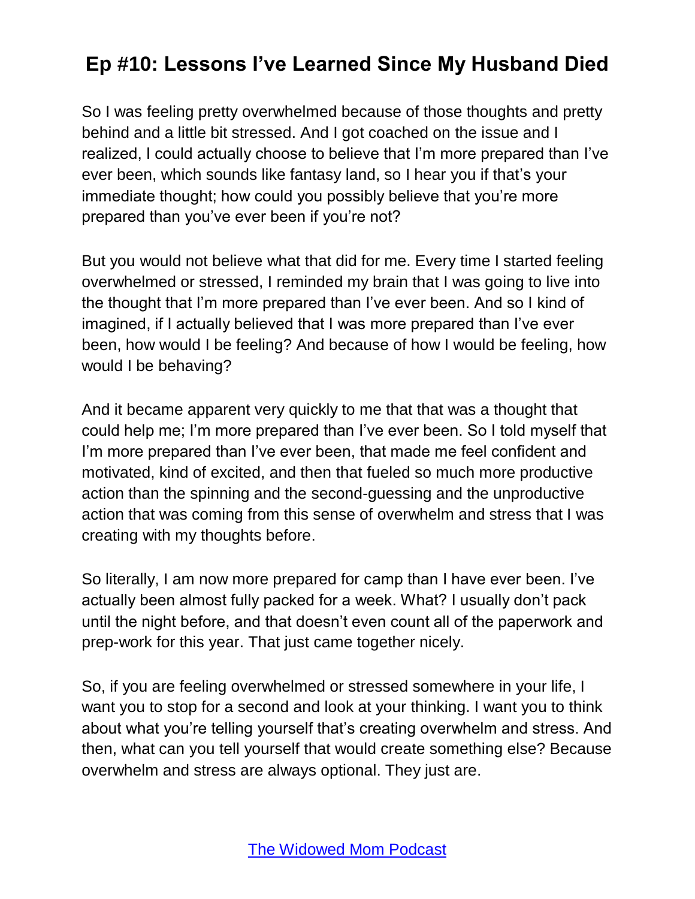So I was feeling pretty overwhelmed because of those thoughts and pretty behind and a little bit stressed. And I got coached on the issue and I realized, I could actually choose to believe that I'm more prepared than I've ever been, which sounds like fantasy land, so I hear you if that's your immediate thought; how could you possibly believe that you're more prepared than you've ever been if you're not?

But you would not believe what that did for me. Every time I started feeling overwhelmed or stressed, I reminded my brain that I was going to live into the thought that I'm more prepared than I've ever been. And so I kind of imagined, if I actually believed that I was more prepared than I've ever been, how would I be feeling? And because of how I would be feeling, how would I be behaving?

And it became apparent very quickly to me that that was a thought that could help me; I'm more prepared than I've ever been. So I told myself that I'm more prepared than I've ever been, that made me feel confident and motivated, kind of excited, and then that fueled so much more productive action than the spinning and the second-guessing and the unproductive action that was coming from this sense of overwhelm and stress that I was creating with my thoughts before.

So literally, I am now more prepared for camp than I have ever been. I've actually been almost fully packed for a week. What? I usually don't pack until the night before, and that doesn't even count all of the paperwork and prep-work for this year. That just came together nicely.

So, if you are feeling overwhelmed or stressed somewhere in your life, I want you to stop for a second and look at your thinking. I want you to think about what you're telling yourself that's creating overwhelm and stress. And then, what can you tell yourself that would create something else? Because overwhelm and stress are always optional. They just are.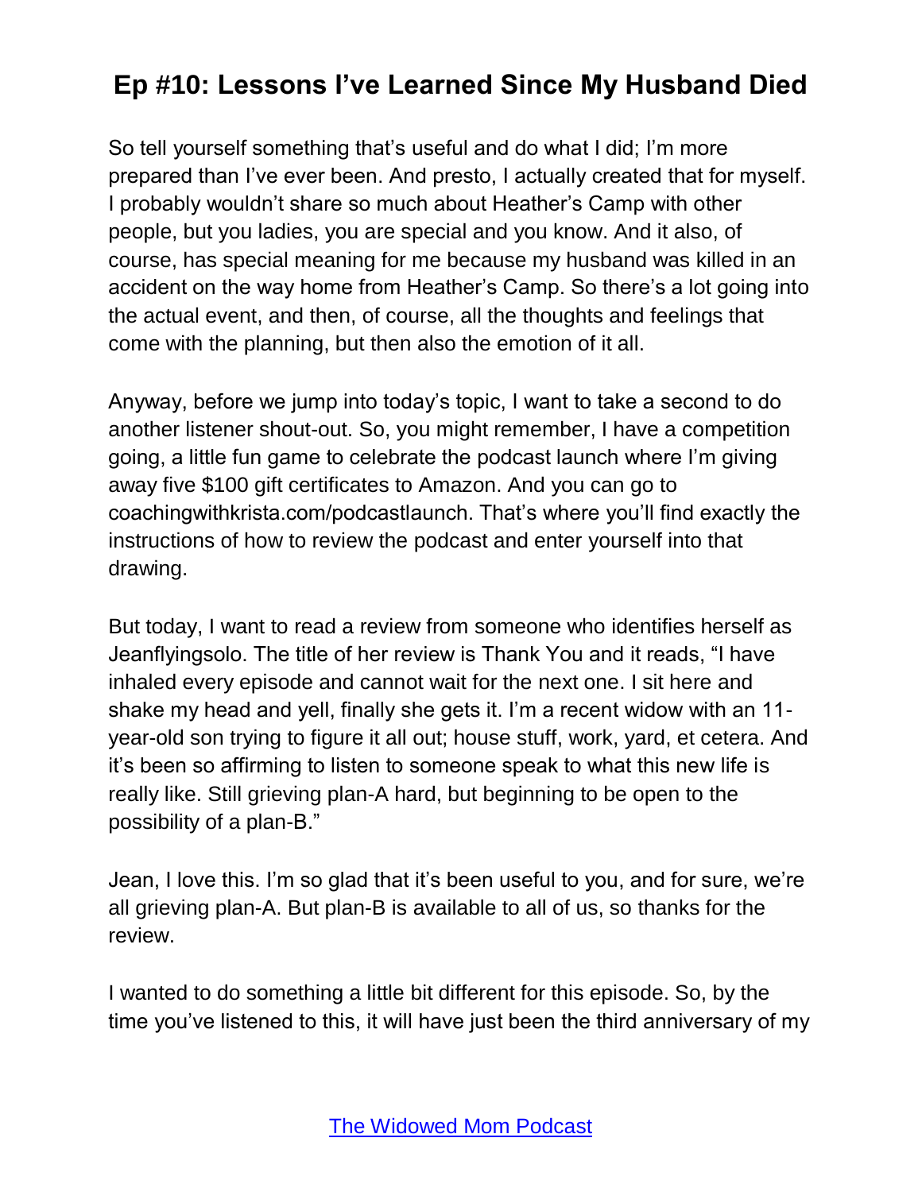So tell yourself something that's useful and do what I did; I'm more prepared than I've ever been. And presto, I actually created that for myself. I probably wouldn't share so much about Heather's Camp with other people, but you ladies, you are special and you know. And it also, of course, has special meaning for me because my husband was killed in an accident on the way home from Heather's Camp. So there's a lot going into the actual event, and then, of course, all the thoughts and feelings that come with the planning, but then also the emotion of it all.

Anyway, before we jump into today's topic, I want to take a second to do another listener shout-out. So, you might remember, I have a competition going, a little fun game to celebrate the podcast launch where I'm giving away five $100 gift certificates to Amazon. And you can go to coachingwithkrista.com/podcastlaunch. That's where you'll find exactly the instructions of how to review the podcast and enter yourself into that drawing.

But today, I want to read a review from someone who identifies herself as Jeanflyingsolo. The title of her review is Thank You and it reads, "I have inhaled every episode and cannot wait for the next one. I sit here and shake my head and yell, finally she gets it. I'm a recent widow with an 11-year-old son trying to figure it all out; house stuff, work, yard, et cetera. And it's been so affirming to listen to someone speak to what this new life is really like. Still grieving plan-A hard, but beginning to be open to the possibility of a plan-B."

Jean, I love this. I'm so glad that it's been useful to you, and for sure, we're all grieving plan-A. But plan-B is available to all of us, so thanks for the review.

I wanted to do something a little bit different for this episode. So, by the time you've listened to this, it will have just been the third anniversary of my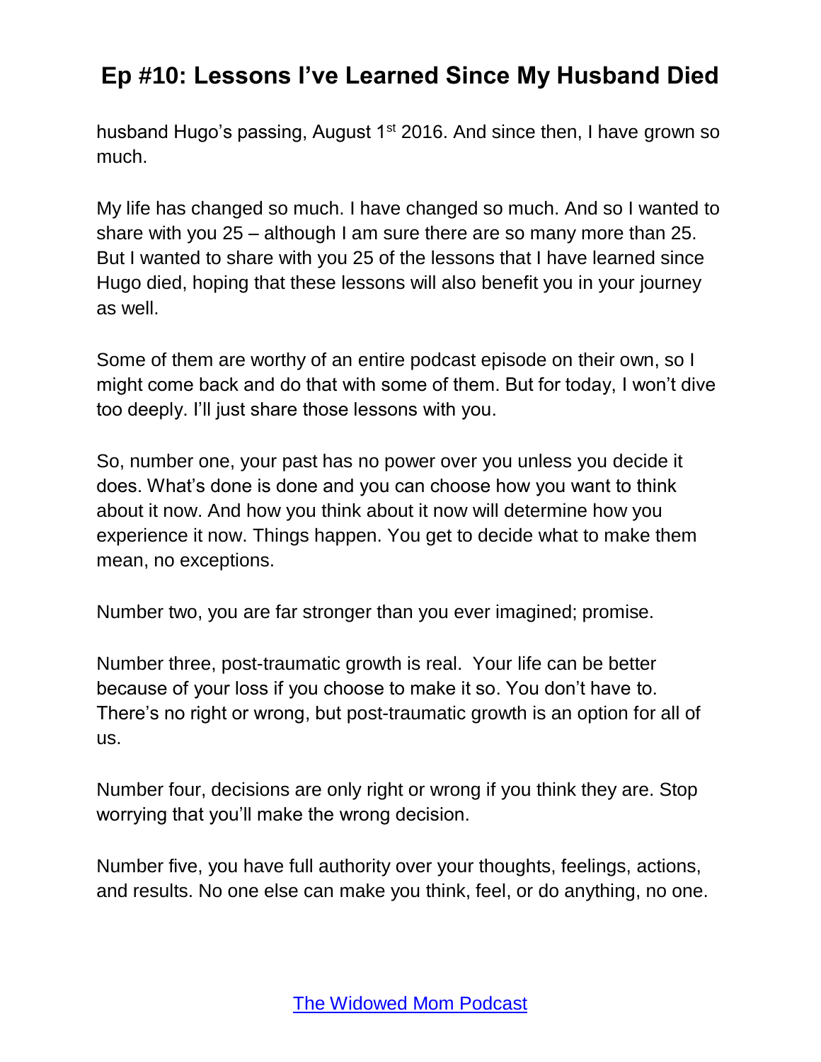husband Hugo's passing, August 1st 2016. And since then, I have grown so much.

My life has changed so much. I have changed so much. And so I wanted to share with you 25 – although I am sure there are so many more than 25. But I wanted to share with you 25 of the lessons that I have learned since Hugo died, hoping that these lessons will also benefit you in your journey as well.

Some of them are worthy of an entire podcast episode on their own, so I might come back and do that with some of them. But for today, I won't dive too deeply. I'll just share those lessons with you.

So, number one, your past has no power over you unless you decide it does. What's done is done and you can choose how you want to think about it now. And how you think about it now will determine how you experience it now. Things happen. You get to decide what to make them mean, no exceptions.

Number two, you are far stronger than you ever imagined; promise.

Number three, post-traumatic growth is real. Your life can be better because of your loss if you choose to make it so. You don't have to. There's no right or wrong, but post-traumatic growth is an option for all of us.

Number four, decisions are only right or wrong if you think they are. Stop worrying that you'll make the wrong decision.

Number five, you have full authority over your thoughts, feelings, actions, and results. No one else can make you think, feel, or do anything, no one.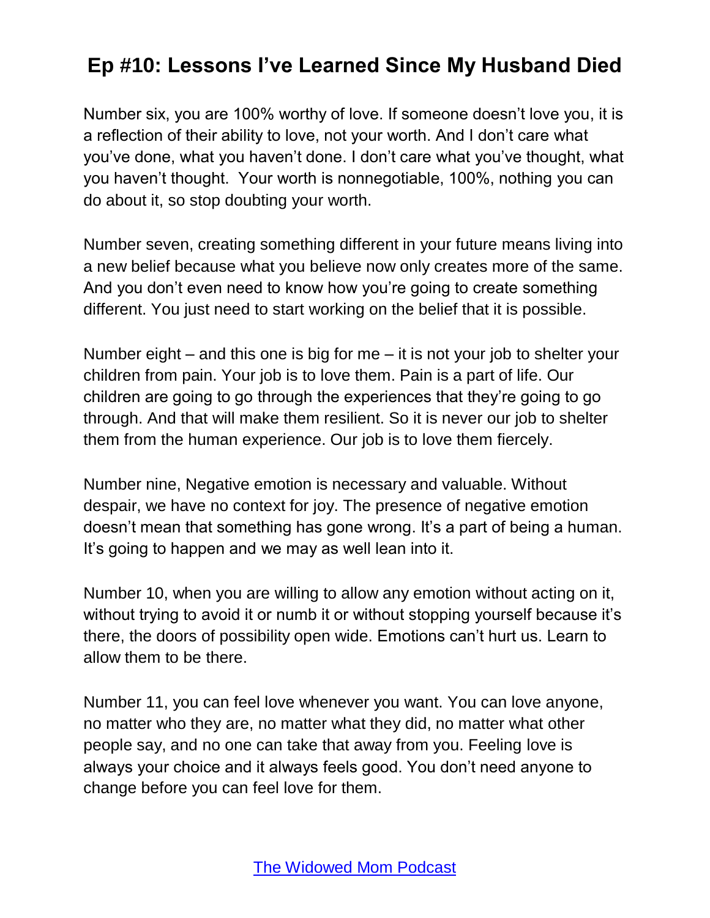Number six, you are 100% worthy of love. If someone doesn't love you, it is a reflection of their ability to love, not your worth. And I don't care what you've done, what you haven't done. I don't care what you've thought, what you haven't thought. Your worth is nonnegotiable, 100%, nothing you can do about it, so stop doubting your worth.

Number seven, creating something different in your future means living into a new belief because what you believe now only creates more of the same. And you don't even need to know how you're going to create something different. You just need to start working on the belief that it is possible.

Number eight – and this one is big for me – it is not your job to shelter your children from pain. Your job is to love them. Pain is a part of life. Our children are going to go through the experiences that they're going to go through. And that will make them resilient. So it is never our job to shelter them from the human experience. Our job is to love them fiercely.

Number nine, Negative emotion is necessary and valuable. Without despair, we have no context for joy. The presence of negative emotion doesn't mean that something has gone wrong. It's a part of being a human. It's going to happen and we may as well lean into it.

Number 10, when you are willing to allow any emotion without acting on it, without trying to avoid it or numb it or without stopping yourself because it's there, the doors of possibility open wide. Emotions can't hurt us. Learn to allow them to be there.

Number 11, you can feel love whenever you want. You can love anyone, no matter who they are, no matter what they did, no matter what other people say, and no one can take that away from you. Feeling love is always your choice and it always feels good. You don't need anyone to change before you can feel love for them.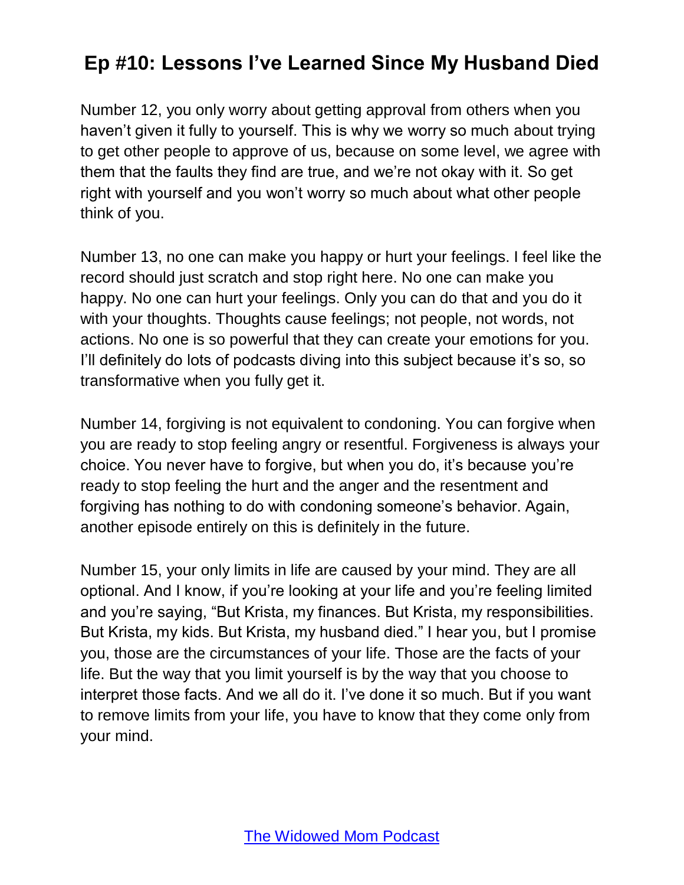Number 12, you only worry about getting approval from others when you haven't given it fully to yourself. This is why we worry so much about trying to get other people to approve of us, because on some level, we agree with them that the faults they find are true, and we're not okay with it. So get right with yourself and you won't worry so much about what other people think of you.

Number 13, no one can make you happy or hurt your feelings. I feel like the record should just scratch and stop right here. No one can make you happy. No one can hurt your feelings. Only you can do that and you do it with your thoughts. Thoughts cause feelings; not people, not words, not actions. No one is so powerful that they can create your emotions for you. I'll definitely do lots of podcasts diving into this subject because it's so, so transformative when you fully get it.

Number 14, forgiving is not equivalent to condoning. You can forgive when you are ready to stop feeling angry or resentful. Forgiveness is always your choice. You never have to forgive, but when you do, it's because you're ready to stop feeling the hurt and the anger and the resentment and forgiving has nothing to do with condoning someone's behavior. Again, another episode entirely on this is definitely in the future.

Number 15, your only limits in life are caused by your mind. They are all optional. And I know, if you're looking at your life and you're feeling limited and you're saying, "But Krista, my finances. But Krista, my responsibilities. But Krista, my kids. But Krista, my husband died." I hear you, but I promise you, those are the circumstances of your life. Those are the facts of your life. But the way that you limit yourself is by the way that you choose to interpret those facts. And we all do it. I've done it so much. But if you want to remove limits from your life, you have to know that they come only from your mind.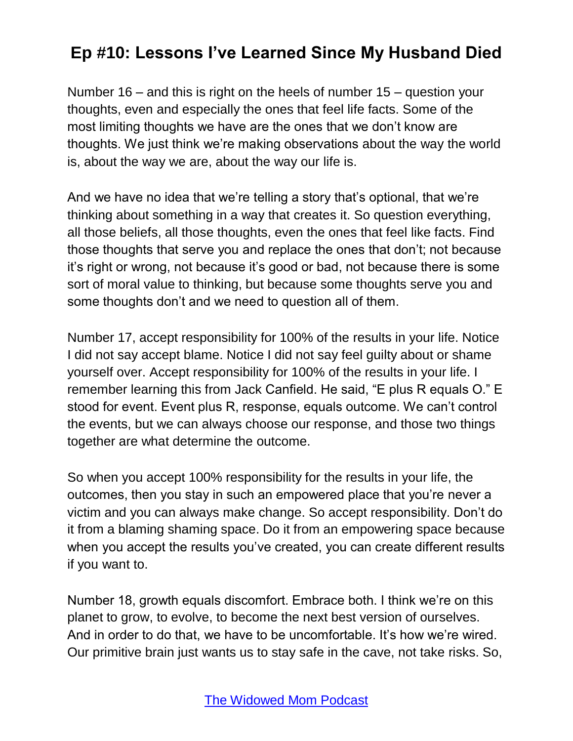Number 16 – and this is right on the heels of number 15 – question your thoughts, even and especially the ones that feel life facts. Some of the most limiting thoughts we have are the ones that we don't know are thoughts. We just think we're making observations about the way the world is, about the way we are, about the way our life is.

And we have no idea that we're telling a story that's optional, that we're thinking about something in a way that creates it. So question everything, all those beliefs, all those thoughts, even the ones that feel like facts. Find those thoughts that serve you and replace the ones that don't; not because it's right or wrong, not because it's good or bad, not because there is some sort of moral value to thinking, but because some thoughts serve you and some thoughts don't and we need to question all of them.

Number 17, accept responsibility for 100% of the results in your life. Notice I did not say accept blame. Notice I did not say feel guilty about or shame yourself over. Accept responsibility for 100% of the results in your life. I remember learning this from Jack Canfield. He said, "E plus R equals O." E stood for event. Event plus R, response, equals outcome. We can't control the events, but we can always choose our response, and those two things together are what determine the outcome.

So when you accept 100% responsibility for the results in your life, the outcomes, then you stay in such an empowered place that you're never a victim and you can always make change. So accept responsibility. Don't do it from a blaming shaming space. Do it from an empowering space because when you accept the results you've created, you can create different results if you want to.

Number 18, growth equals discomfort. Embrace both. I think we're on this planet to grow, to evolve, to become the next best version of ourselves. And in order to do that, we have to be uncomfortable. It's how we're wired. Our primitive brain just wants us to stay safe in the cave, not take risks. So,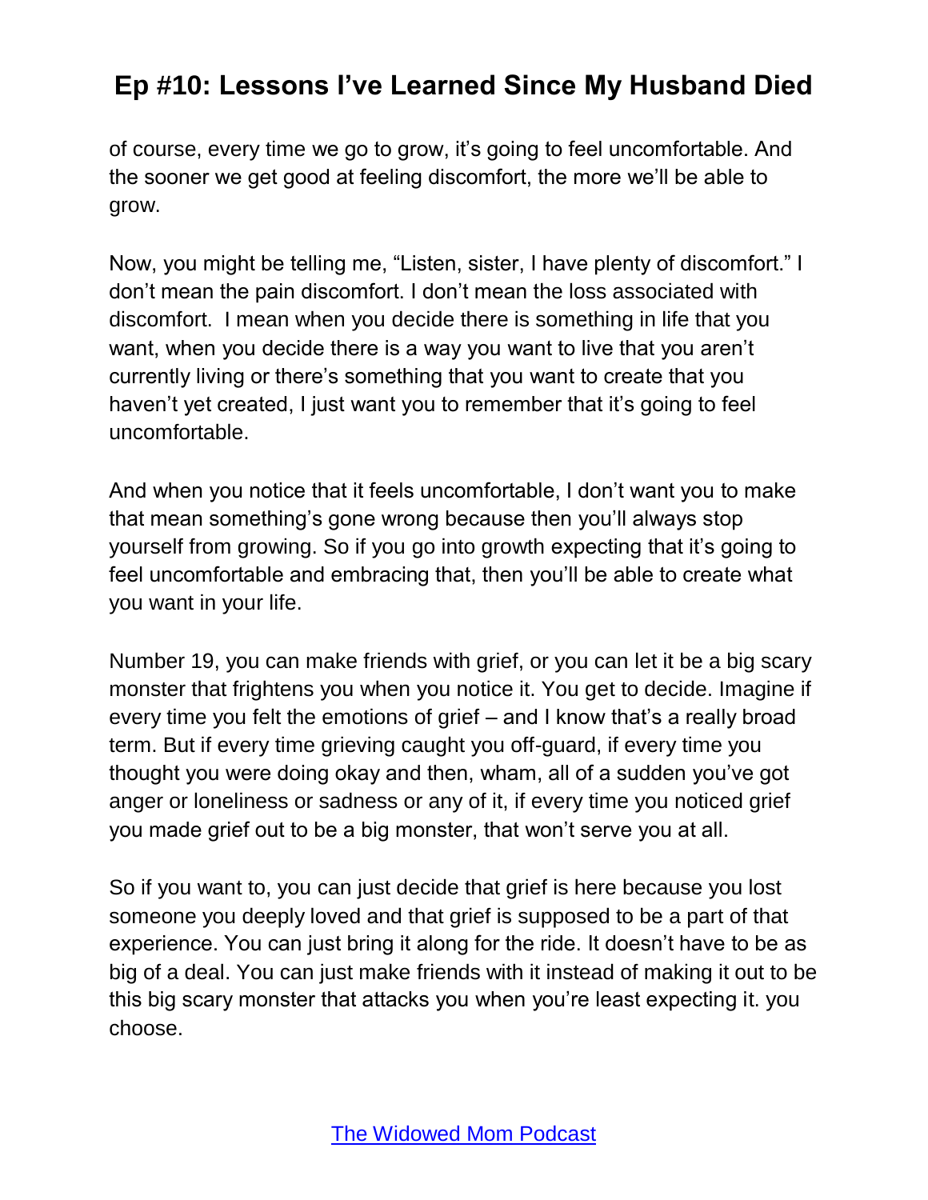of course, every time we go to grow, it's going to feel uncomfortable. And the sooner we get good at feeling discomfort, the more we'll be able to grow.

Now, you might be telling me, "Listen, sister, I have plenty of discomfort." I don't mean the pain discomfort. I don't mean the loss associated with discomfort.  I mean when you decide there is something in life that you want, when you decide there is a way you want to live that you aren't currently living or there's something that you want to create that you haven't yet created, I just want you to remember that it's going to feel uncomfortable.

And when you notice that it feels uncomfortable, I don't want you to make that mean something's gone wrong because then you'll always stop yourself from growing. So if you go into growth expecting that it's going to feel uncomfortable and embracing that, then you'll be able to create what you want in your life.

Number 19, you can make friends with grief, or you can let it be a big scary monster that frightens you when you notice it. You get to decide. Imagine if every time you felt the emotions of grief – and I know that's a really broad term. But if every time grieving caught you off-guard, if every time you thought you were doing okay and then, wham, all of a sudden you've got anger or loneliness or sadness or any of it, if every time you noticed grief you made grief out to be a big monster, that won't serve you at all.

So if you want to, you can just decide that grief is here because you lost someone you deeply loved and that grief is supposed to be a part of that experience. You can just bring it along for the ride. It doesn't have to be as big of a deal. You can just make friends with it instead of making it out to be this big scary monster that attacks you when you're least expecting it. you choose.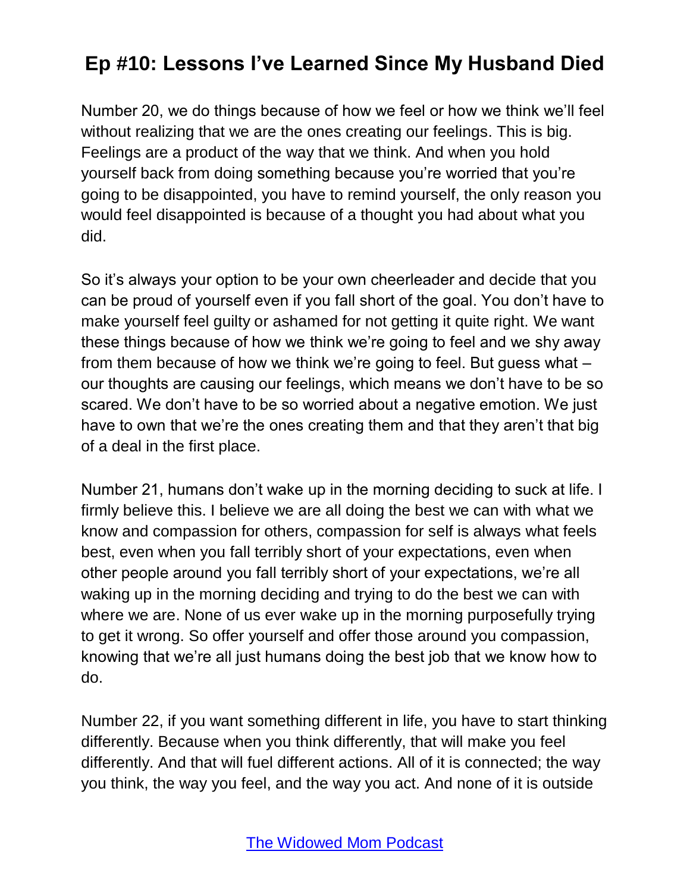Number 20, we do things because of how we feel or how we think we'll feel without realizing that we are the ones creating our feelings. This is big. Feelings are a product of the way that we think. And when you hold yourself back from doing something because you're worried that you're going to be disappointed, you have to remind yourself, the only reason you would feel disappointed is because of a thought you had about what you did.

So it's always your option to be your own cheerleader and decide that you can be proud of yourself even if you fall short of the goal. You don't have to make yourself feel guilty or ashamed for not getting it quite right. We want these things because of how we think we're going to feel and we shy away from them because of how we think we're going to feel. But guess what – our thoughts are causing our feelings, which means we don't have to be so scared. We don't have to be so worried about a negative emotion. We just have to own that we're the ones creating them and that they aren't that big of a deal in the first place.

Number 21, humans don't wake up in the morning deciding to suck at life. I firmly believe this. I believe we are all doing the best we can with what we know and compassion for others, compassion for self is always what feels best, even when you fall terribly short of your expectations, even when other people around you fall terribly short of your expectations, we're all waking up in the morning deciding and trying to do the best we can with where we are. None of us ever wake up in the morning purposefully trying to get it wrong. So offer yourself and offer those around you compassion, knowing that we're all just humans doing the best job that we know how to do.

Number 22, if you want something different in life, you have to start thinking differently. Because when you think differently, that will make you feel differently. And that will fuel different actions. All of it is connected; the way you think, the way you feel, and the way you act. And none of it is outside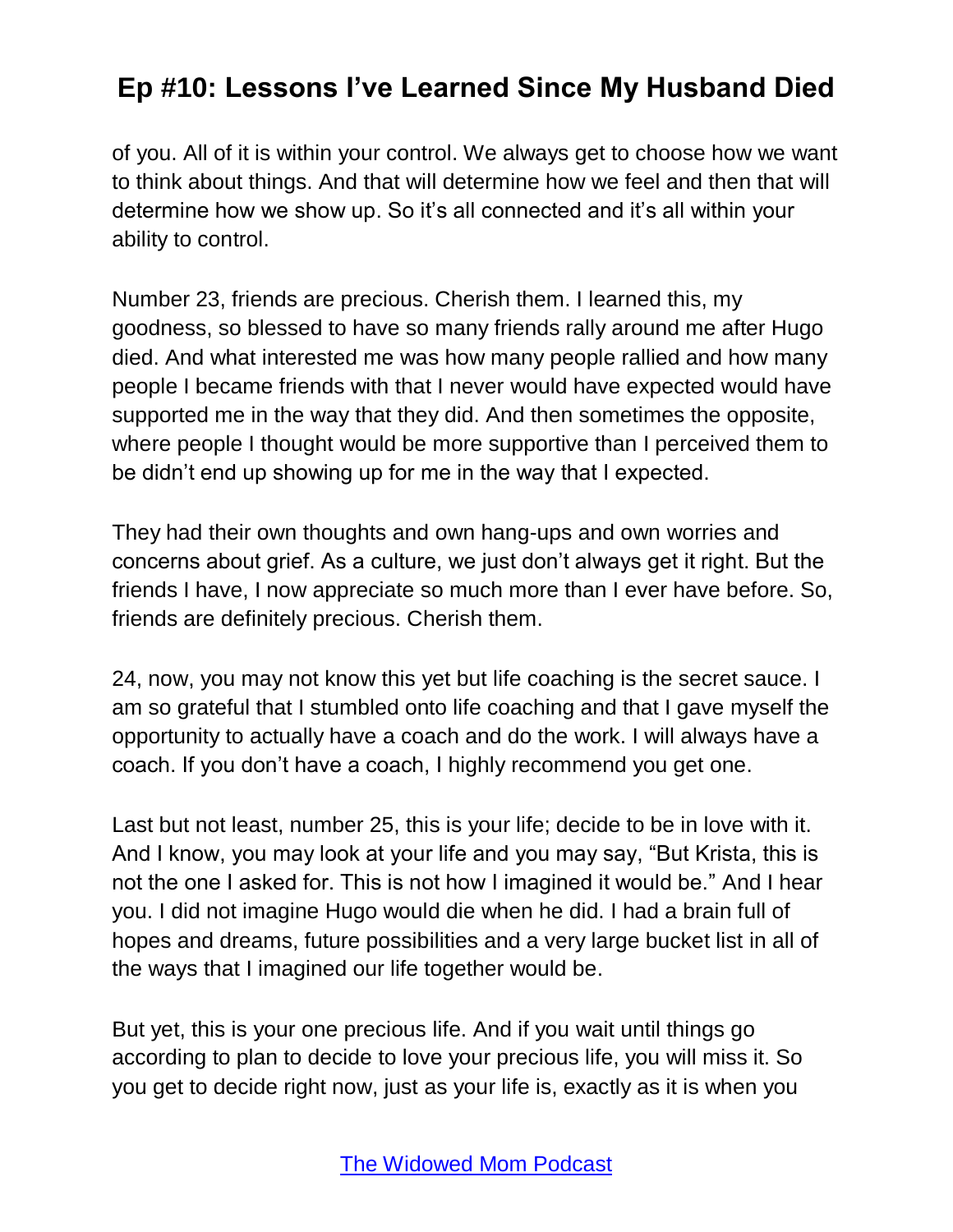of you. All of it is within your control. We always get to choose how we want to think about things. And that will determine how we feel and then that will determine how we show up. So it's all connected and it's all within your ability to control.

Number 23, friends are precious. Cherish them. I learned this, my goodness, so blessed to have so many friends rally around me after Hugo died. And what interested me was how many people rallied and how many people I became friends with that I never would have expected would have supported me in the way that they did. And then sometimes the opposite, where people I thought would be more supportive than I perceived them to be didn't end up showing up for me in the way that I expected.

They had their own thoughts and own hang-ups and own worries and concerns about grief. As a culture, we just don't always get it right. But the friends I have, I now appreciate so much more than I ever have before. So, friends are definitely precious. Cherish them.

24, now, you may not know this yet but life coaching is the secret sauce. I am so grateful that I stumbled onto life coaching and that I gave myself the opportunity to actually have a coach and do the work. I will always have a coach. If you don't have a coach, I highly recommend you get one.

Last but not least, number 25, this is your life; decide to be in love with it. And I know, you may look at your life and you may say, "But Krista, this is not the one I asked for. This is not how I imagined it would be." And I hear you. I did not imagine Hugo would die when he did. I had a brain full of hopes and dreams, future possibilities and a very large bucket list in all of the ways that I imagined our life together would be.

But yet, this is your one precious life. And if you wait until things go according to plan to decide to love your precious life, you will miss it. So you get to decide right now, just as your life is, exactly as it is when you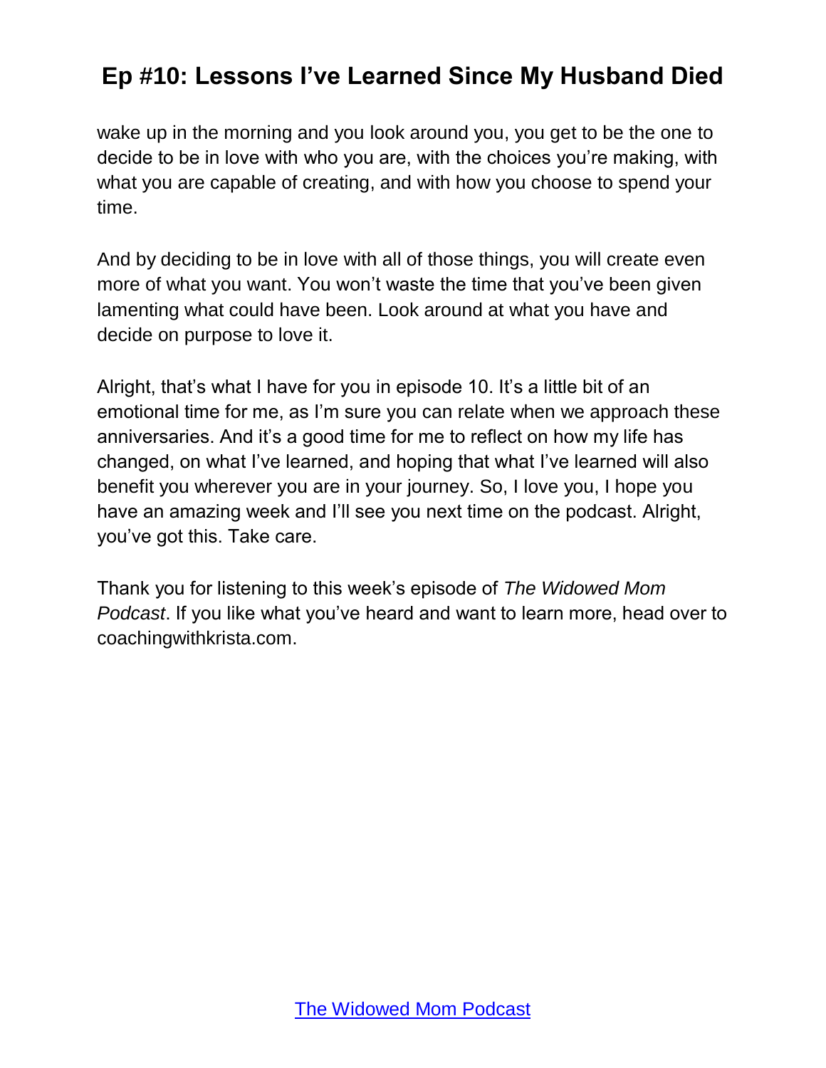wake up in the morning and you look around you, you get to be the one to decide to be in love with who you are, with the choices you're making, with what you are capable of creating, and with how you choose to spend your time.

And by deciding to be in love with all of those things, you will create even more of what you want. You won't waste the time that you've been given lamenting what could have been. Look around at what you have and decide on purpose to love it.

Alright, that's what I have for you in episode 10. It's a little bit of an emotional time for me, as I'm sure you can relate when we approach these anniversaries. And it's a good time for me to reflect on how my life has changed, on what I've learned, and hoping that what I've learned will also benefit you wherever you are in your journey. So, I love you, I hope you have an amazing week and I'll see you next time on the podcast. Alright, you've got this. Take care.

Thank you for listening to this week's episode of *The Widowed Mom Podcast*. If you like what you've heard and want to learn more, head over to coachingwithkrista.com.